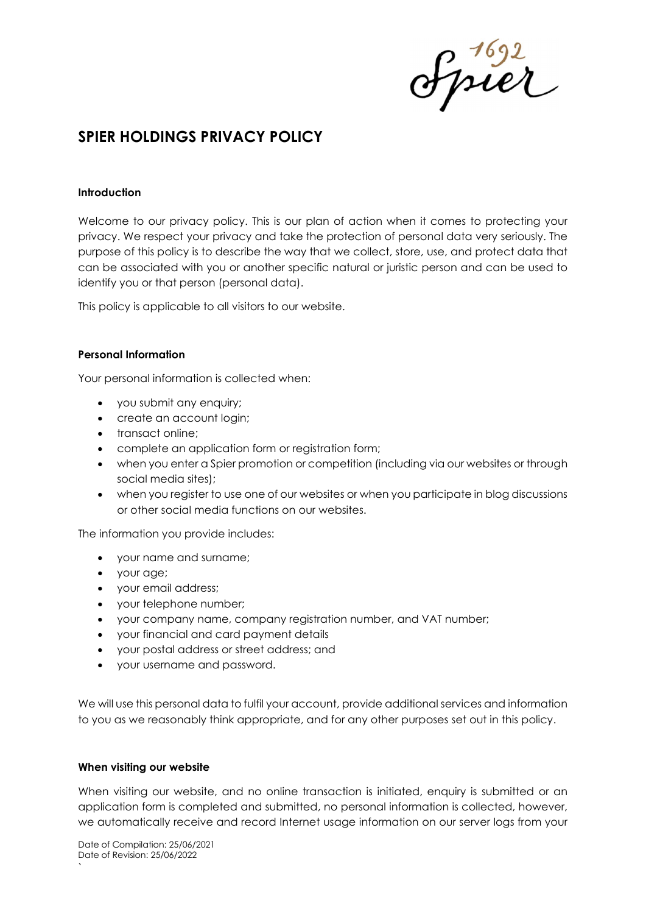# SPIER HOLDINGS PRIVACY POLICY

**Introduction**

Welcome to our privacy policy. This is our plan of action when it comes to protecting your privacy. We respect your privacy and take the protection of personal data very seriously. The purpose of this policy is to describe the way that we collect, store, use, and protect data that can be associated with you or another specific natural or juristic person and can be used to identify you or that person (personal data).

This policy is applicable to all visitors to our website.

**Personal Information**

Your personal information is collected when:

- you submit any enquiry;
- create an account login;
- transact online;
- complete an application form or registration form;
- when you enter a Spier promotion or competition (including via our websites or through social media sites);
- when you register to use one of our websites or when you participate in blog discussions or other social media functions on our websites.

The information you provide includes:

- your name and surname;
- your age;
- your email address;
- your telephone number;
- your company name, company registration number, and VAT number;
- your financial and card payment details
- your postal address or street address; and
- your username and password.

We will use this personal data to fulfil your account, provide additional services and information to you as we reasonably think appropriate, and for any other purposes set out in this policy.

**When visiting our website**

When visiting our website, and no online transaction is initiated, enquiry is submitted or an application form is completed and submitted, no personal information is collected, however, we automatically receive and record Internet usage information on our server logs from your

Date of Compilation: 25/06/2021
Date of Revision: 25/06/2022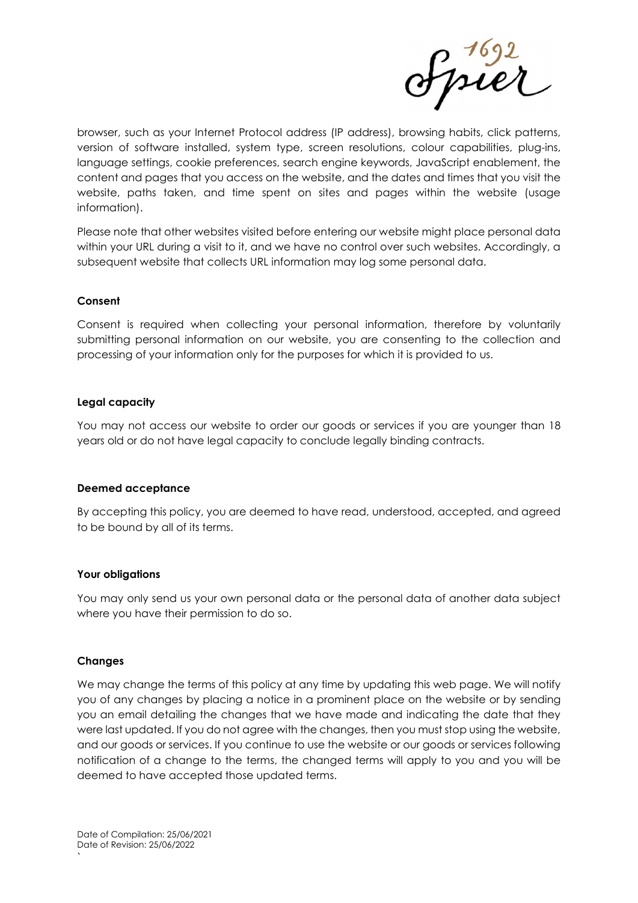browser, such as your Internet Protocol address (IP address), browsing habits, click patterns, version of software installed, system type, screen resolutions, colour capabilities, plug-ins, language settings, cookie preferences, search engine keywords, JavaScript enablement, the content and pages that you access on the website, and the dates and times that you visit the website, paths taken, and time spent on sites and pages within the website (usage information).

Please note that other websites visited before entering our website might place personal data within your URL during a visit to it, and we have no control over such websites. Accordingly, a subsequent website that collects URL information may log some personal data.

**Consent**

Consent is required when collecting your personal information, therefore by voluntarily submitting personal information on our website, you are consenting to the collection and processing of your information only for the purposes for which it is provided to us.

**Legal capacity**

You may not access our website to order our goods or services if you are younger than 18 years old or do not have legal capacity to conclude legally binding contracts.

**Deemed acceptance**

By accepting this policy, you are deemed to have read, understood, accepted, and agreed to be bound by all of its terms.

**Your obligations**

You may only send us your own personal data or the personal data of another data subject where you have their permission to do so.

**Changes**

We may change the terms of this policy at any time by updating this web page. We will notify you of any changes by placing a notice in a prominent place on the website or by sending you an email detailing the changes that we have made and indicating the date that they were last updated. If you do not agree with the changes, then you must stop using the website, and our goods or services. If you continue to use the website or our goods or services following notification of a change to the terms, the changed terms will apply to you and you will be deemed to have accepted those updated terms.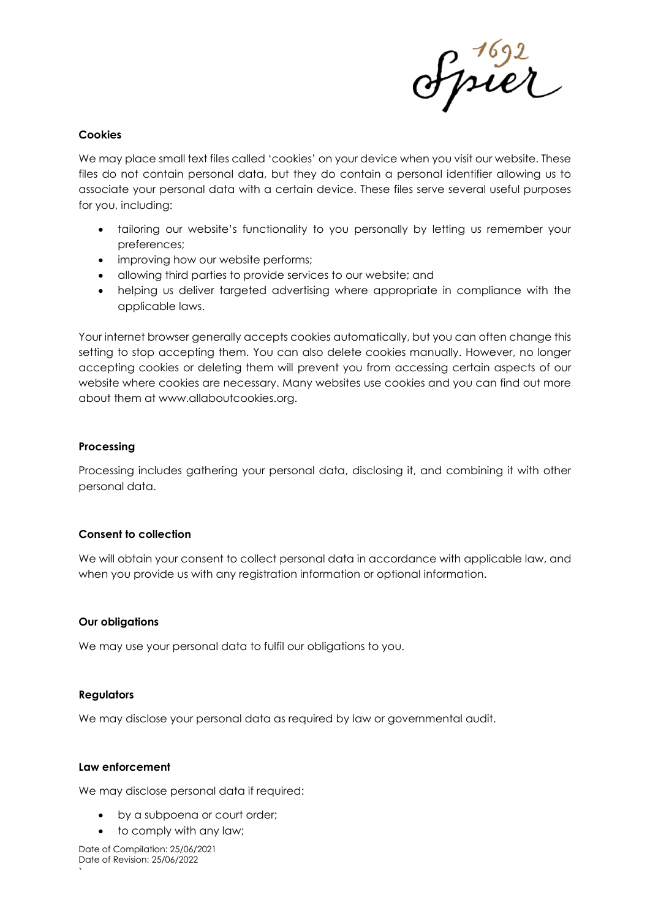**Cookies**

We may place small text files called 'cookies' on your device when you visit our website. These files do not contain personal data, but they do contain a personal identifier allowing us to associate your personal data with a certain device. These files serve several useful purposes for you, including:

- tailoring our website's functionality to you personally by letting us remember your preferences;
- improving how our website performs;
- allowing third parties to provide services to our website; and
- helping us deliver targeted advertising where appropriate in compliance with the applicable laws.

Your internet browser generally accepts cookies automatically, but you can often change this setting to stop accepting them. You can also delete cookies manually. However, no longer accepting cookies or deleting them will prevent you from accessing certain aspects of our website where cookies are necessary. Many websites use cookies and you can find out more about them at www.allaboutcookies.org.

**Processing**

Processing includes gathering your personal data, disclosing it, and combining it with other personal data.

**Consent to collection**

We will obtain your consent to collect personal data in accordance with applicable law, and when you provide us with any registration information or optional information.

**Our obligations**

We may use your personal data to fulfil our obligations to you.

**Regulators**

We may disclose your personal data as required by law or governmental audit.

**Law enforcement**

We may disclose personal data if required:

- by a subpoena or court order;
- to comply with any law;

Date of Compilation: 25/06/2021
Date of Revision: 25/06/2022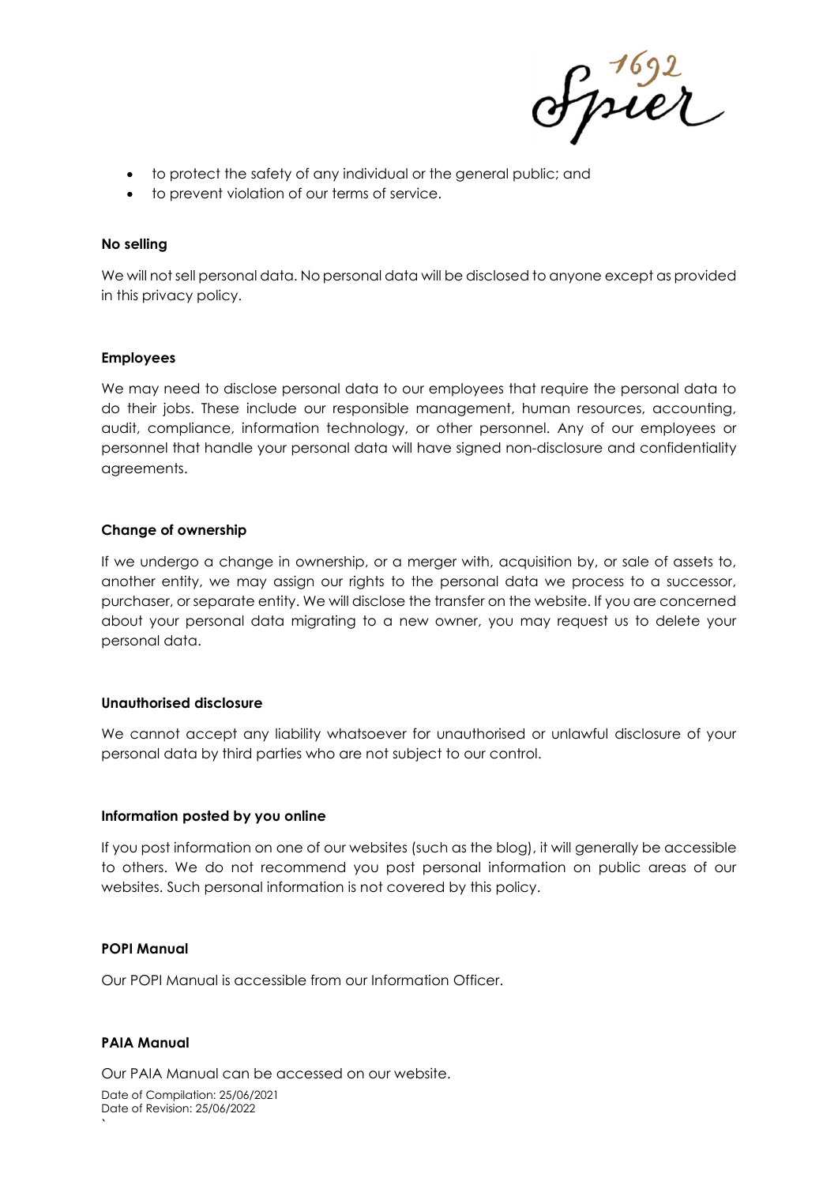- to protect the safety of any individual or the general public; and
- to prevent violation of our terms of service.

**No selling**

We will not sell personal data. No personal data will be disclosed to anyone except as provided in this privacy policy.

**Employees**

We may need to disclose personal data to our employees that require the personal data to do their jobs. These include our responsible management, human resources, accounting, audit, compliance, information technology, or other personnel. Any of our employees or personnel that handle your personal data will have signed non-disclosure and confidentiality agreements.

**Change of ownership**

If we undergo a change in ownership, or a merger with, acquisition by, or sale of assets to, another entity, we may assign our rights to the personal data we process to a successor, purchaser, or separate entity. We will disclose the transfer on the website. If you are concerned about your personal data migrating to a new owner, you may request us to delete your personal data.

**Unauthorised disclosure**

We cannot accept any liability whatsoever for unauthorised or unlawful disclosure of your personal data by third parties who are not subject to our control.

**Information posted by you online**

If you post information on one of our websites (such as the blog), it will generally be accessible to others. We do not recommend you post personal information on public areas of our websites. Such personal information is not covered by this policy.

**POPI Manual**

Our POPI Manual is accessible from our Information Officer.

**PAIA Manual**

Our PAIA Manual can be accessed on our website.

Date of Compilation: 25/06/2021
Date of Revision: 25/06/2022